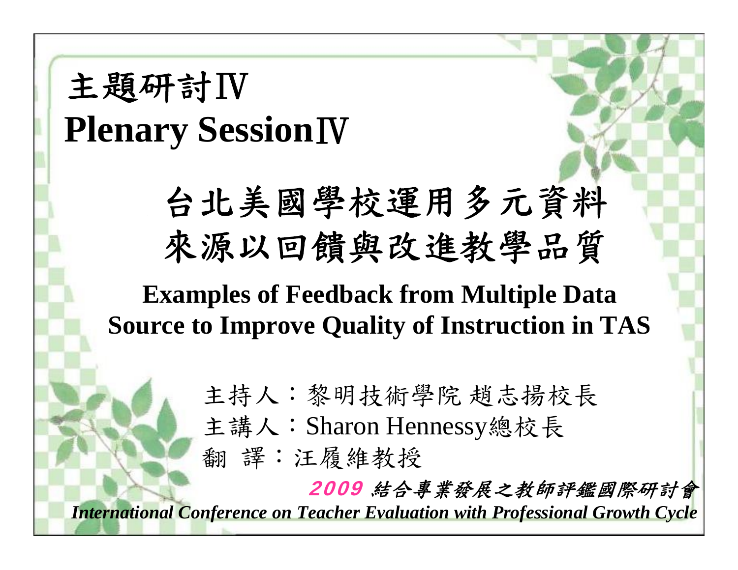# 主題研討Ⅳ

# Plenary SessionⅣ

## 台北美國學校運用多元資料來源以回饋與改進教學品質

## Examples of Feedback from Multiple Data Source to Improve Quality of Instruction in TAS

主持人：黎明技術學院 趙志揚校長

主講人：Sharon Hennessy總校長

翻 譯：汪履維教授

***2009 結合專業發展之教師評鑑國際研討會***

***International Conference on Teacher Evaluation with Professional Growth Cycle***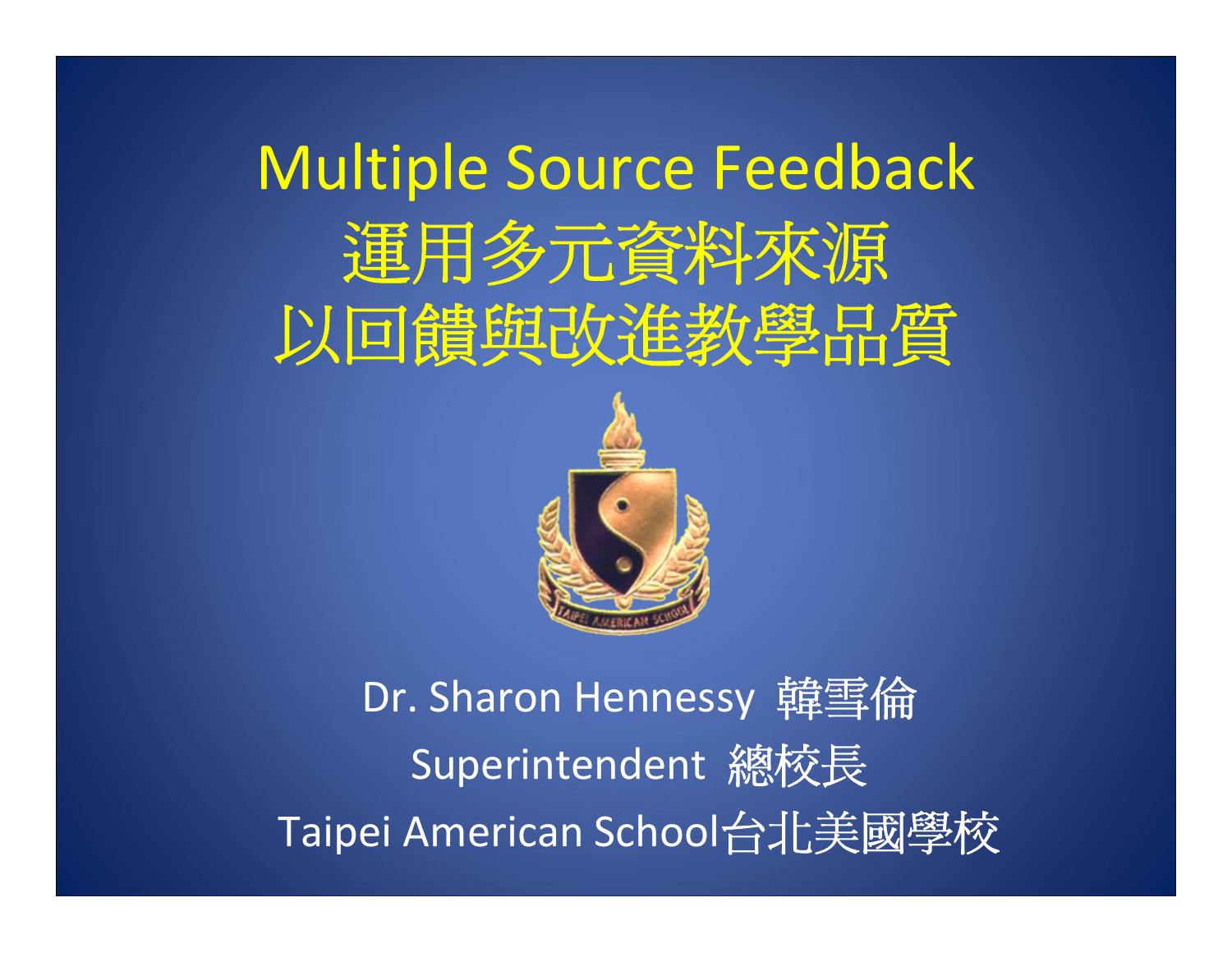# Multiple Source Feedback
# 運用多元資料來源
# 以回饋與改進教學品質

Dr. Sharon Hennessy 韓雪倫

Superintendent 總校長

Taipei American School台北美國學校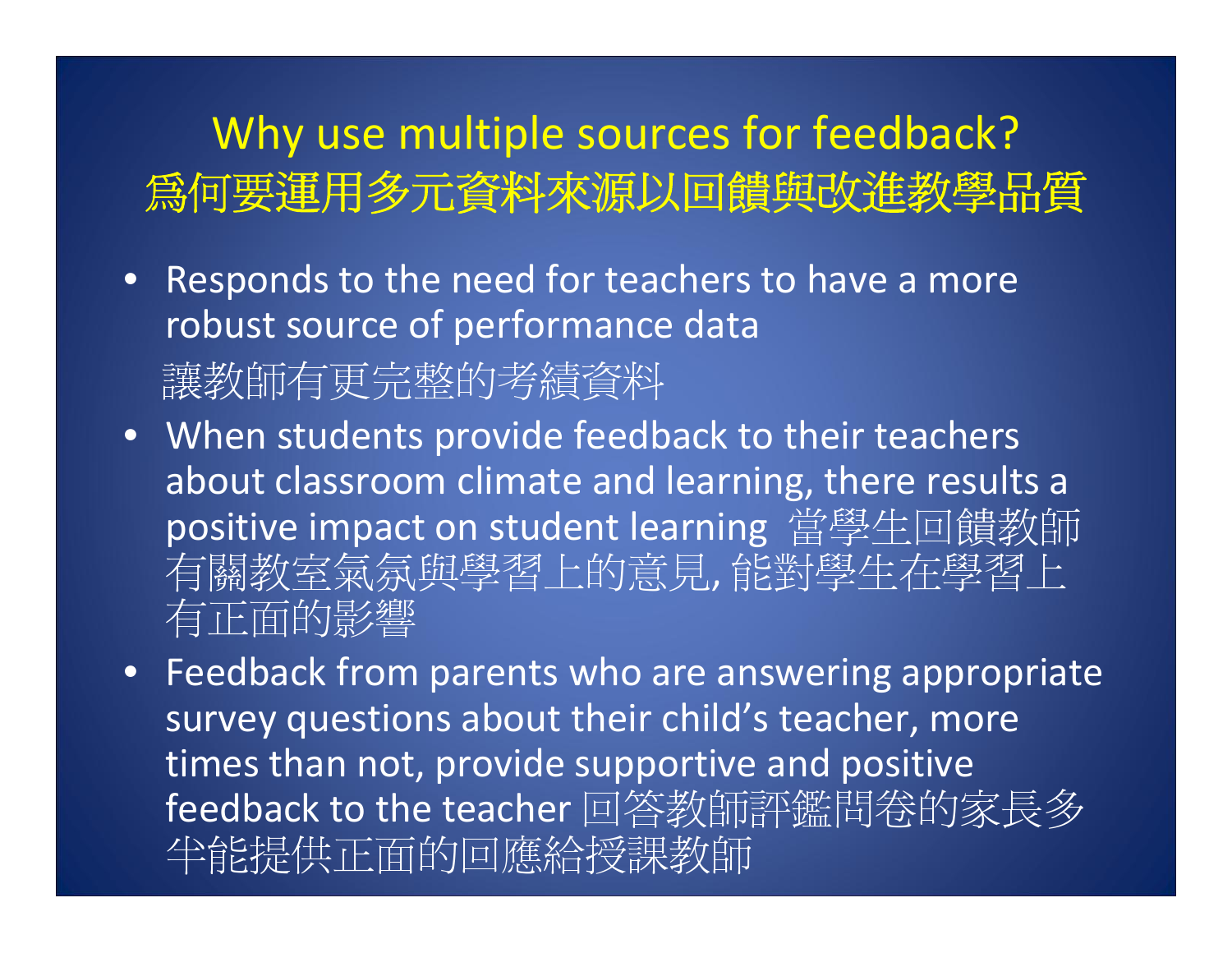# Why use multiple sources for feedback?
# 爲何要運用多元資料來源以回饋與改進教學品質

- Responds to the need for teachers to have a more robust source of performance data
  讓教師有更完整的考績資料
- When students provide feedback to their teachers about classroom climate and learning, there results a positive impact on student learning 當學生回饋教師有關教室氣氛與學習上的意見, 能對學生在學習上有正面的影響
- Feedback from parents who are answering appropriate survey questions about their child's teacher, more times than not, provide supportive and positive feedback to the teacher 回答教師評鑑問卷的家長多半能提供正面的回應給授課教師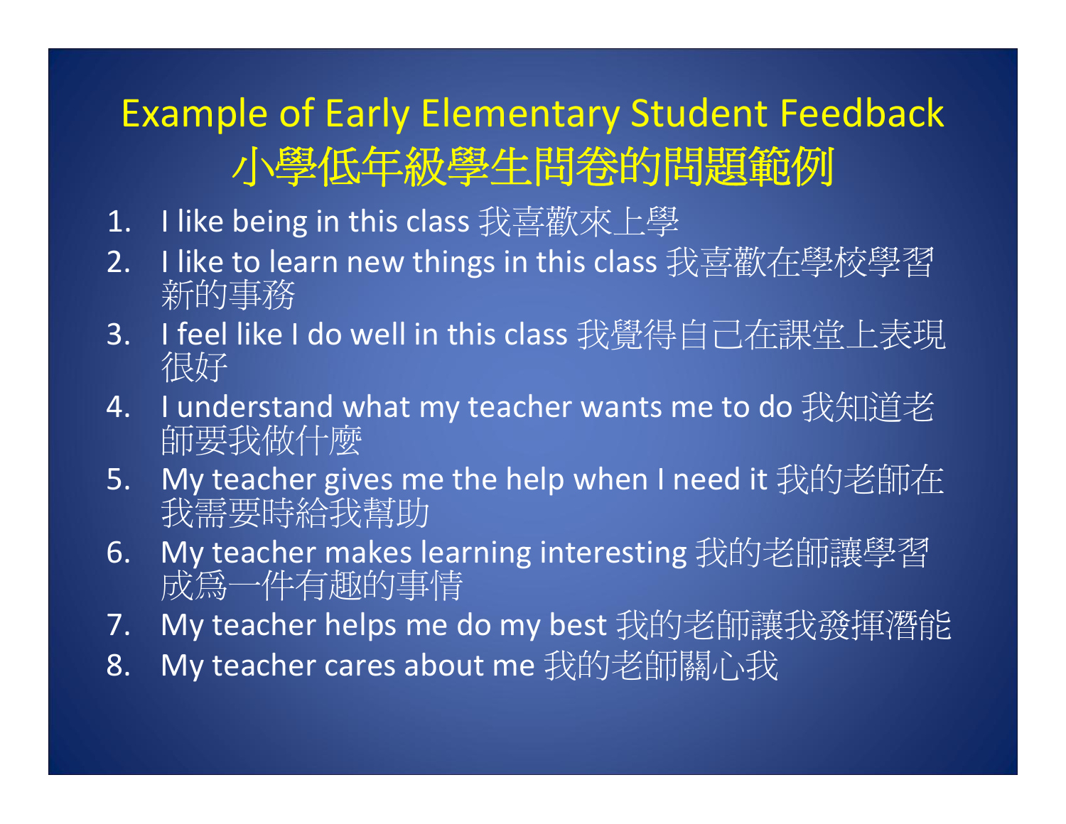# Example of Early Elementary Student Feedback 小學低年級學生問卷的問題範例

1. I like being in this class 我喜歡來上學
2. I like to learn new things in this class 我喜歡在學校學習新的事務
3. I feel like I do well in this class 我覺得自己在課堂上表現很好
4. I understand what my teacher wants me to do 我知道老師要我做什麼
5. My teacher gives me the help when I need it 我的老師在我需要時給我幫助
6. My teacher makes learning interesting 我的老師讓學習成爲一件有趣的事情
7. My teacher helps me do my best 我的老師讓我發揮潛能
8. My teacher cares about me 我的老師關心我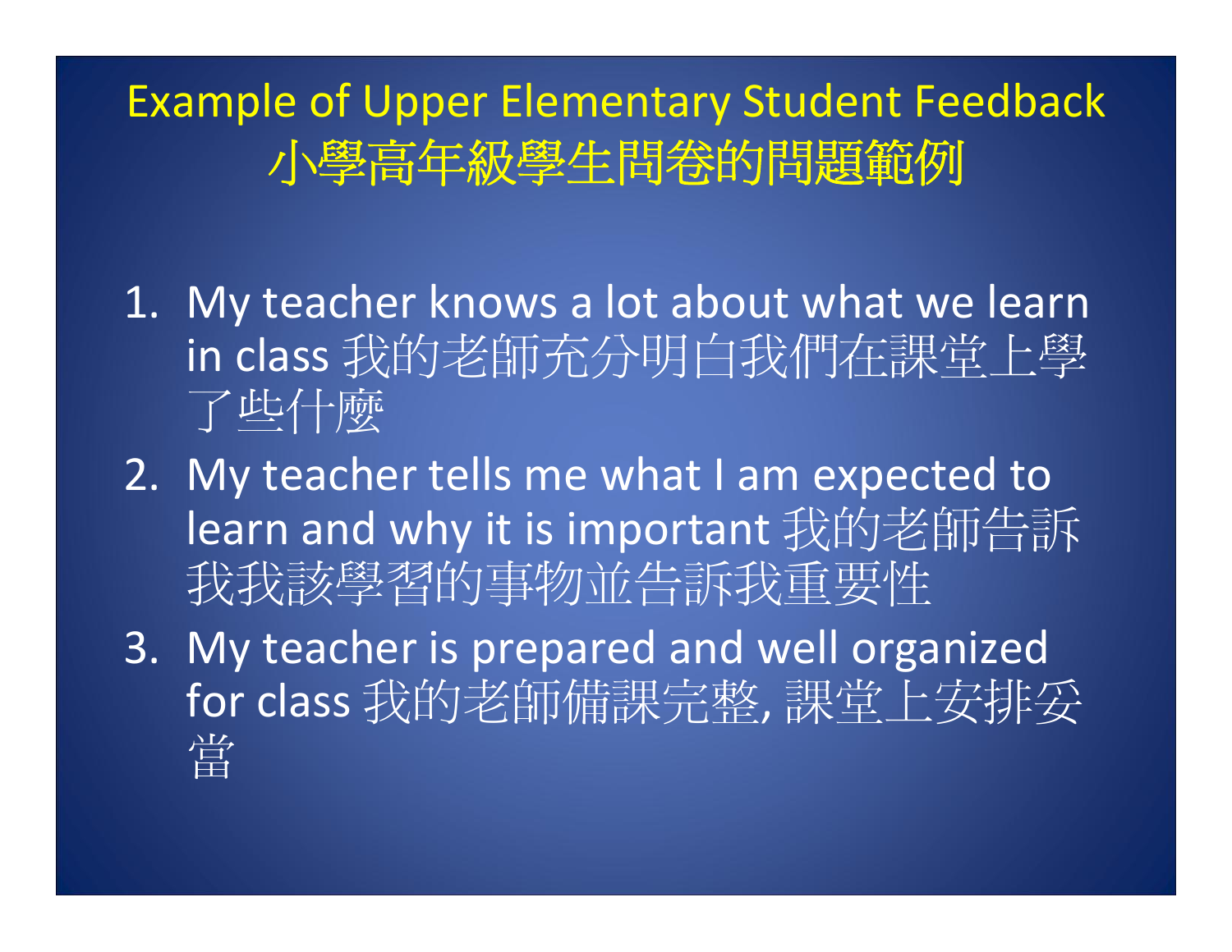# Example of Upper Elementary Student Feedback 小學高年級學生問卷的問題範例

1. My teacher knows a lot about what we learn in class 我的老師充分明白我們在課堂上學了些什麼
2. My teacher tells me what I am expected to learn and why it is important 我的老師告訴我我該學習的事物並告訴我重要性
3. My teacher is prepared and well organized for class 我的老師備課完整, 課堂上安排妥當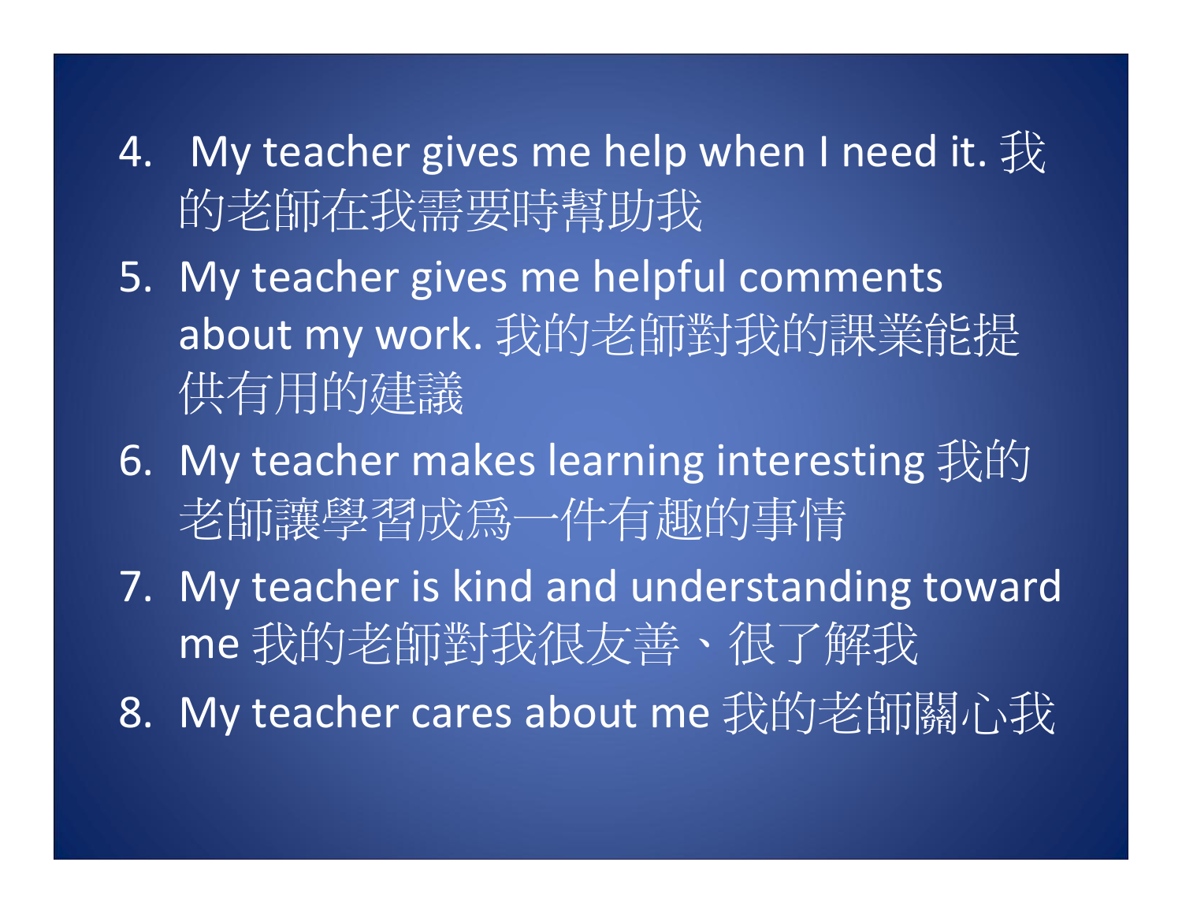4. My teacher gives me help when I need it. 我的老師在我需要時幫助我
5. My teacher gives me helpful comments about my work. 我的老師對我的課業能提供有用的建議
6. My teacher makes learning interesting 我的老師讓學習成爲一件有趣的事情
7. My teacher is kind and understanding toward me 我的老師對我很友善、很了解我
8. My teacher cares about me 我的老師關心我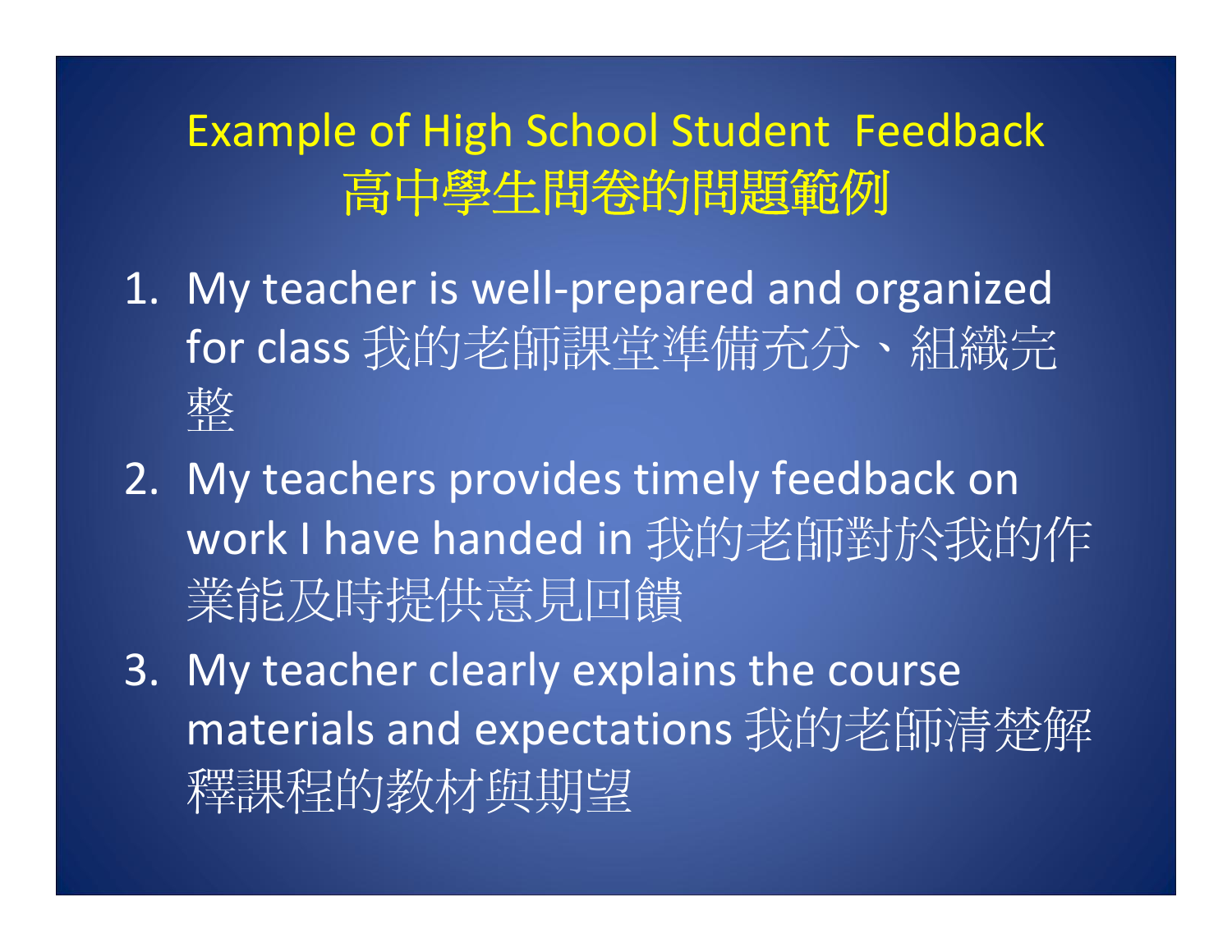# Example of High School Student Feedback
# 高中學生問卷的問題範例

1. My teacher is well-prepared and organized for class 我的老師課堂準備充分、組織完整
2. My teachers provides timely feedback on work I have handed in 我的老師對於我的作業能及時提供意見回饋
3. My teacher clearly explains the course materials and expectations 我的老師清楚解釋課程的教材與期望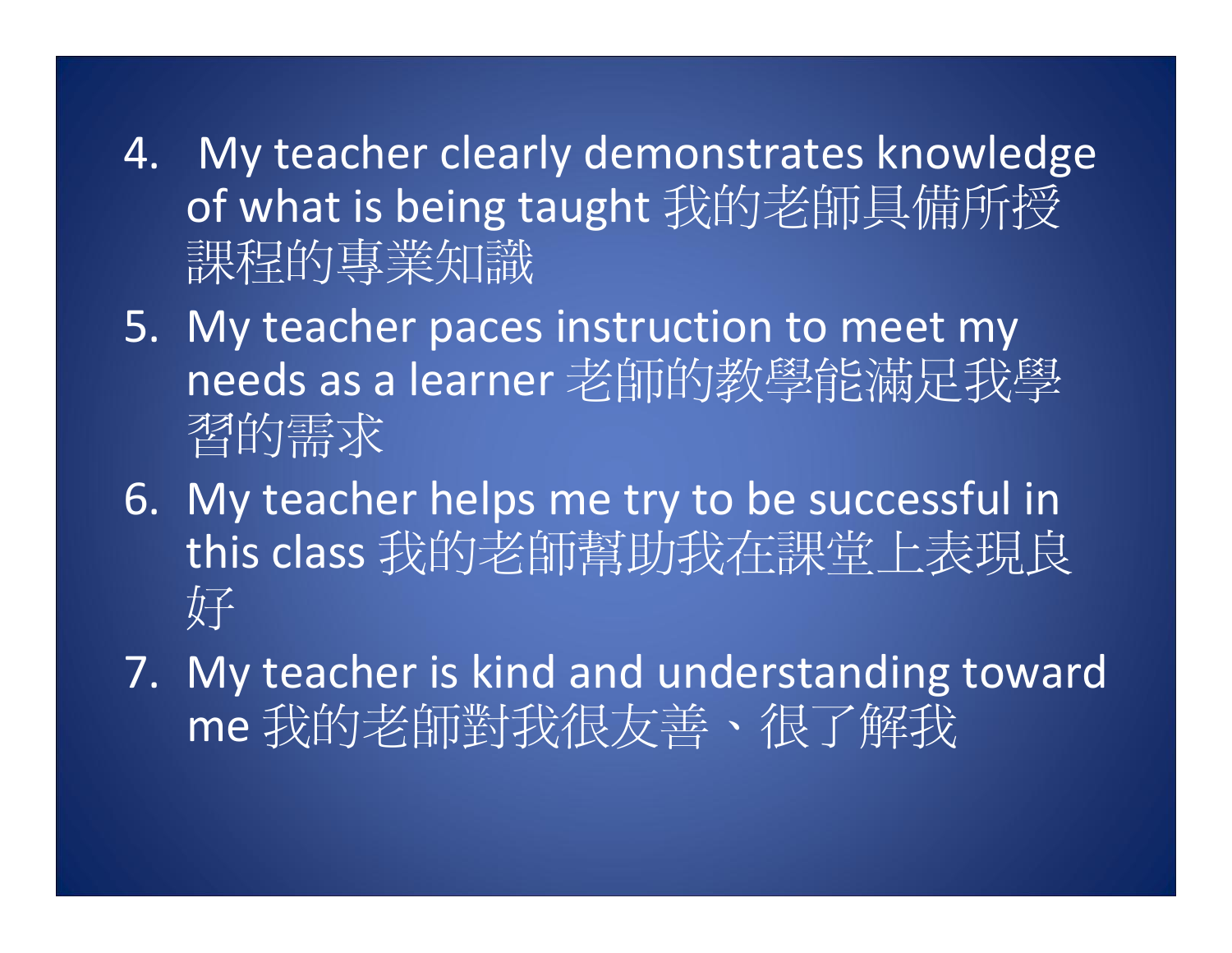4. My teacher clearly demonstrates knowledge of what is being taught 我的老師具備所授課程的專業知識
5. My teacher paces instruction to meet my needs as a learner 老師的教學能滿足我學習的需求
6. My teacher helps me try to be successful in this class 我的老師幫助我在課堂上表現良好
7. My teacher is kind and understanding toward me 我的老師對我很友善、很了解我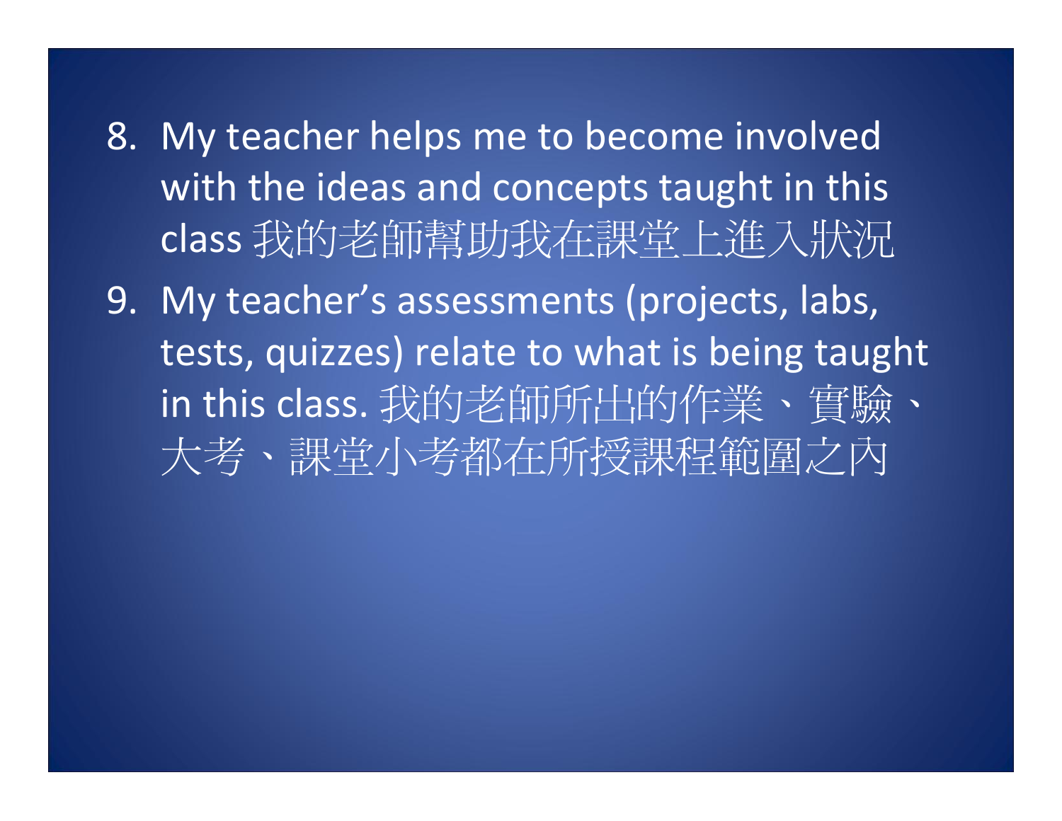8. My teacher helps me to become involved with the ideas and concepts taught in this class 我的老師幫助我在課堂上進入狀況
9. My teacher’s assessments (projects, labs, tests, quizzes) relate to what is being taught in this class. 我的老師所出的作業、實驗、大考、課堂小考都在所授課程範圍之內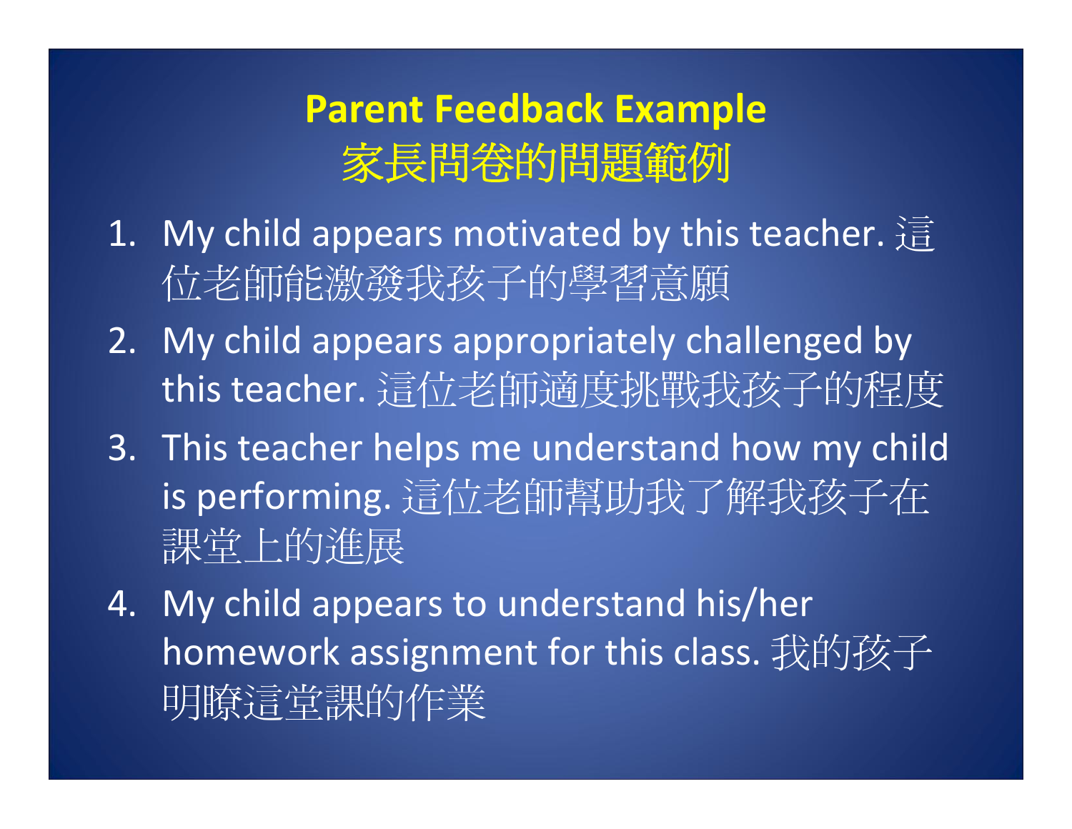# Parent Feedback Example
# 家長問卷的問題範例

1. My child appears motivated by this teacher. 這位老師能激發我孩子的學習意願
2. My child appears appropriately challenged by this teacher. 這位老師適度挑戰我孩子的程度
3. This teacher helps me understand how my child is performing. 這位老師幫助我了解我孩子在課堂上的進展
4. My child appears to understand his/her homework assignment for this class. 我的孩子明瞭這堂課的作業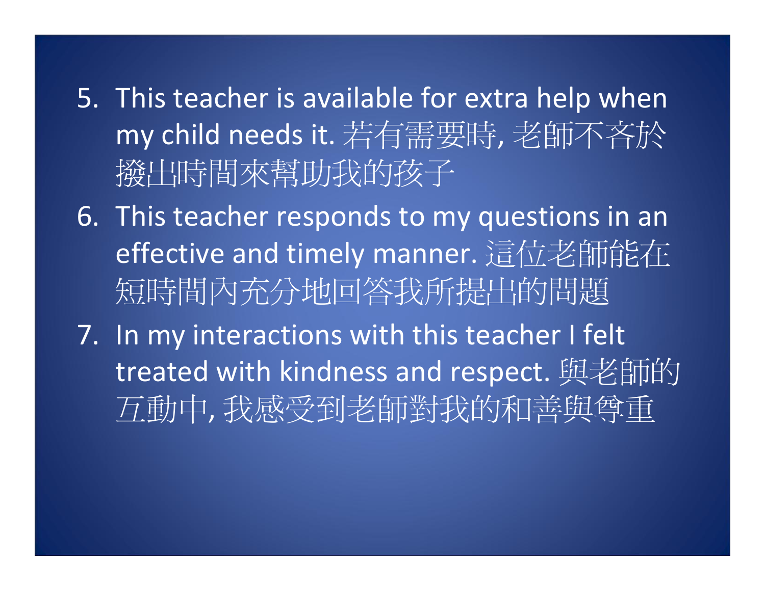5. This teacher is available for extra help when my child needs it. 若有需要時, 老師不吝於撥出時間來幫助我的孩子
6. This teacher responds to my questions in an effective and timely manner. 這位老師能在短時間內充分地回答我所提出的問題
7. In my interactions with this teacher I felt treated with kindness and respect. 與老師的互動中, 我感受到老師對我的和善與尊重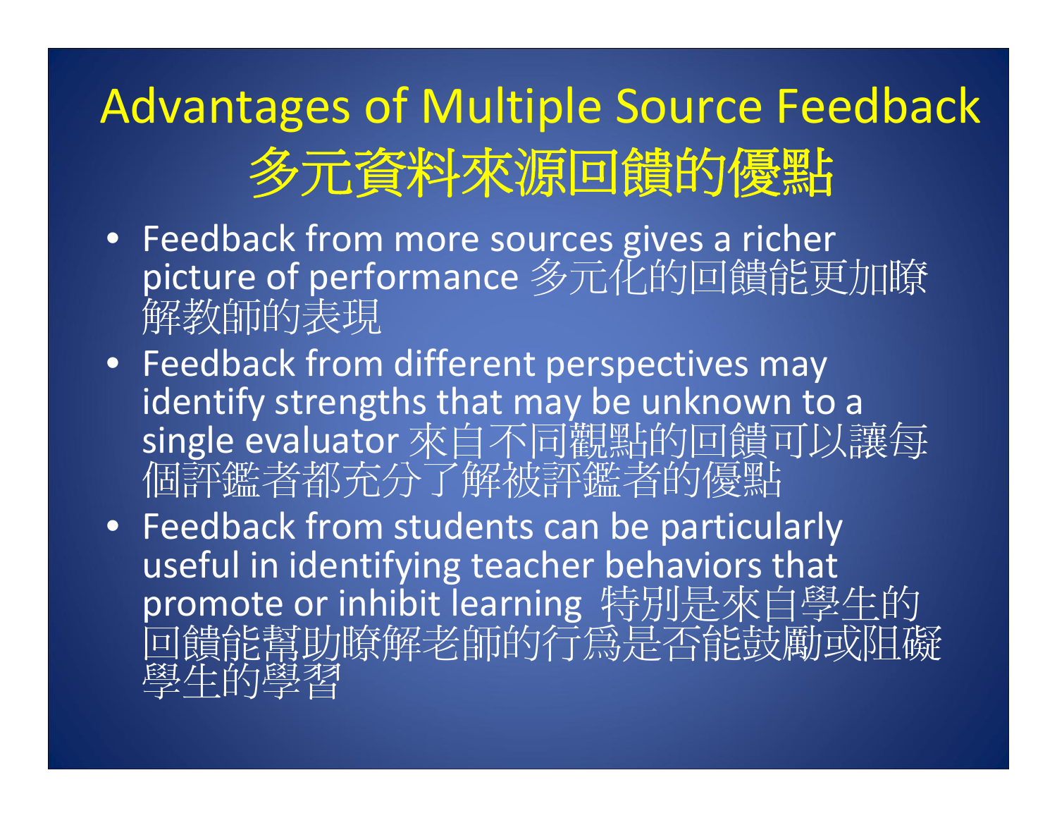# Advantages of Multiple Source Feedback 多元資料來源回饋的優點

- Feedback from more sources gives a richer picture of performance 多元化的回饋能更加瞭解教師的表現
- Feedback from different perspectives may identify strengths that may be unknown to a single evaluator 來自不同觀點的回饋可以讓每個評鑑者都充分了解被評鑑者的優點
- Feedback from students can be particularly useful in identifying teacher behaviors that promote or inhibit learning 特別是來自學生的回饋能幫助瞭解老師的行爲是否能鼓勵或阻礙學生的學習